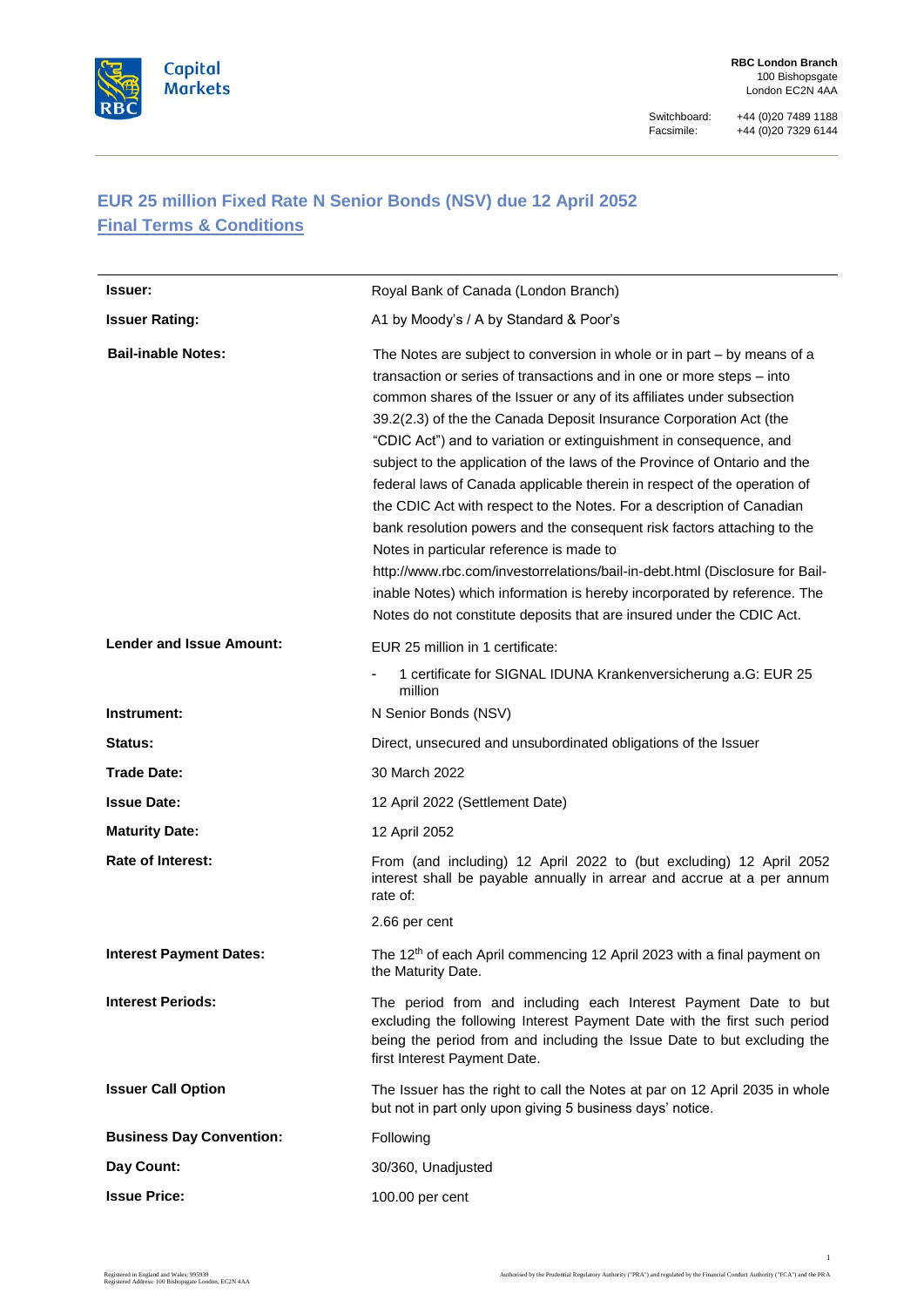RBC London Branch
100 Bishopsgate
London EC2N 4AA

Switchboard: +44 (0)20 7489 1188
Facsimile: +44 (0)20 7329 6144

## EUR 25 million Fixed Rate N Senior Bonds (NSV) due 12 April 2052

## Final Terms & Conditions

| | |
|---|---|
| **Issuer:** | Royal Bank of Canada (London Branch) |
| **Issuer Rating:** | A1 by Moody's / A by Standard & Poor's |
| **Bail-inable Notes:** | The Notes are subject to conversion in whole or in part – by means of a transaction or series of transactions and in one or more steps – into common shares of the Issuer or any of its affiliates under subsection 39.2(2.3) of the the Canada Deposit Insurance Corporation Act (the "CDIC Act") and to variation or extinguishment in consequence, and subject to the application of the laws of the Province of Ontario and the federal laws of Canada applicable therein in respect of the operation of the CDIC Act with respect to the Notes. For a description of Canadian bank resolution powers and the consequent risk factors attaching to the Notes in particular reference is made to http://www.rbc.com/investorrelations/bail-in-debt.html (Disclosure for Bail-inable Notes) which information is hereby incorporated by reference. The Notes do not constitute deposits that are insured under the CDIC Act. |
| **Lender and Issue Amount:** | EUR 25 million in 1 certificate:<br>- 1 certificate for SIGNAL IDUNA Krankenversicherung a.G: EUR 25 million |
| **Instrument:** | N Senior Bonds (NSV) |
| **Status:** | Direct, unsecured and unsubordinated obligations of the Issuer |
| **Trade Date:** | 30 March 2022 |
| **Issue Date:** | 12 April 2022 (Settlement Date) |
| **Maturity Date:** | 12 April 2052 |
| **Rate of Interest:** | From (and including) 12 April 2022 to (but excluding) 12 April 2052 interest shall be payable annually in arrear and accrue at a per annum rate of:<br>2.66 per cent |
| **Interest Payment Dates:** | The 12th of each April commencing 12 April 2023 with a final payment on the Maturity Date. |
| **Interest Periods:** | The period from and including each Interest Payment Date to but excluding the following Interest Payment Date with the first such period being the period from and including the Issue Date to but excluding the first Interest Payment Date. |
| **Issuer Call Option** | The Issuer has the right to call the Notes at par on 12 April 2035 in whole but not in part only upon giving 5 business days' notice. |
| **Business Day Convention:** | Following |
| **Day Count:** | 30/360, Unadjusted |
| **Issue Price:** | 100.00 per cent |

Registered in England and Wales: 995939
Registered Address: 100 Bishopsgate London, EC2N 4AA

Authorised by the Prudential Regulatory Authority ("PRA") and regulated by the Financial Conduct Authority ("FCA") and the PRA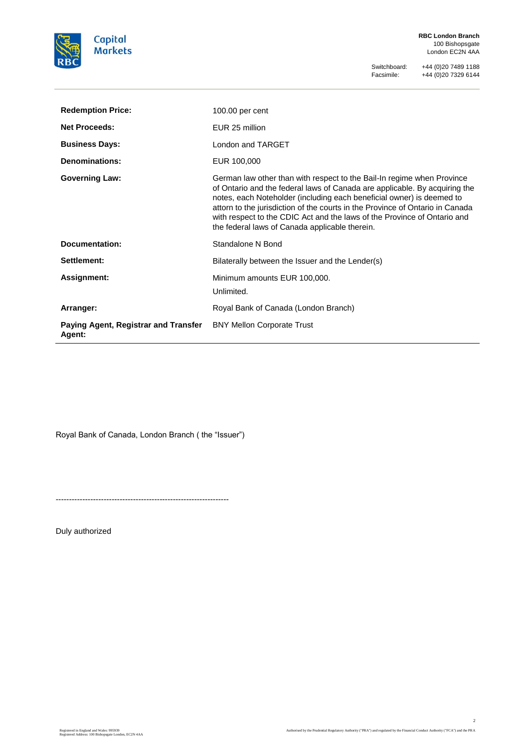| | |
|---|---|
| **Redemption Price:** | 100.00 per cent |
| **Net Proceeds:** | EUR 25 million |
| **Business Days:** | London and TARGET |
| **Denominations:** | EUR 100,000 |
| **Governing Law:** | German law other than with respect to the Bail-In regime when Province of Ontario and the federal laws of Canada are applicable. By acquiring the notes, each Noteholder (including each beneficial owner) is deemed to attorn to the jurisdiction of the courts in the Province of Ontario in Canada with respect to the CDIC Act and the laws of the Province of Ontario and the federal laws of Canada applicable therein. |
| **Documentation:** | Standalone N Bond |
| **Settlement:** | Bilaterally between the Issuer and the Lender(s) |
| **Assignment:** | Minimum amounts EUR 100,000. Unlimited. |
| **Arranger:** | Royal Bank of Canada (London Branch) |
| **Paying Agent, Registrar and Transfer Agent:** | BNY Mellon Corporate Trust |

Royal Bank of Canada, London Branch ( the "Issuer")

-----------------------------------------------------------------

Duly authorized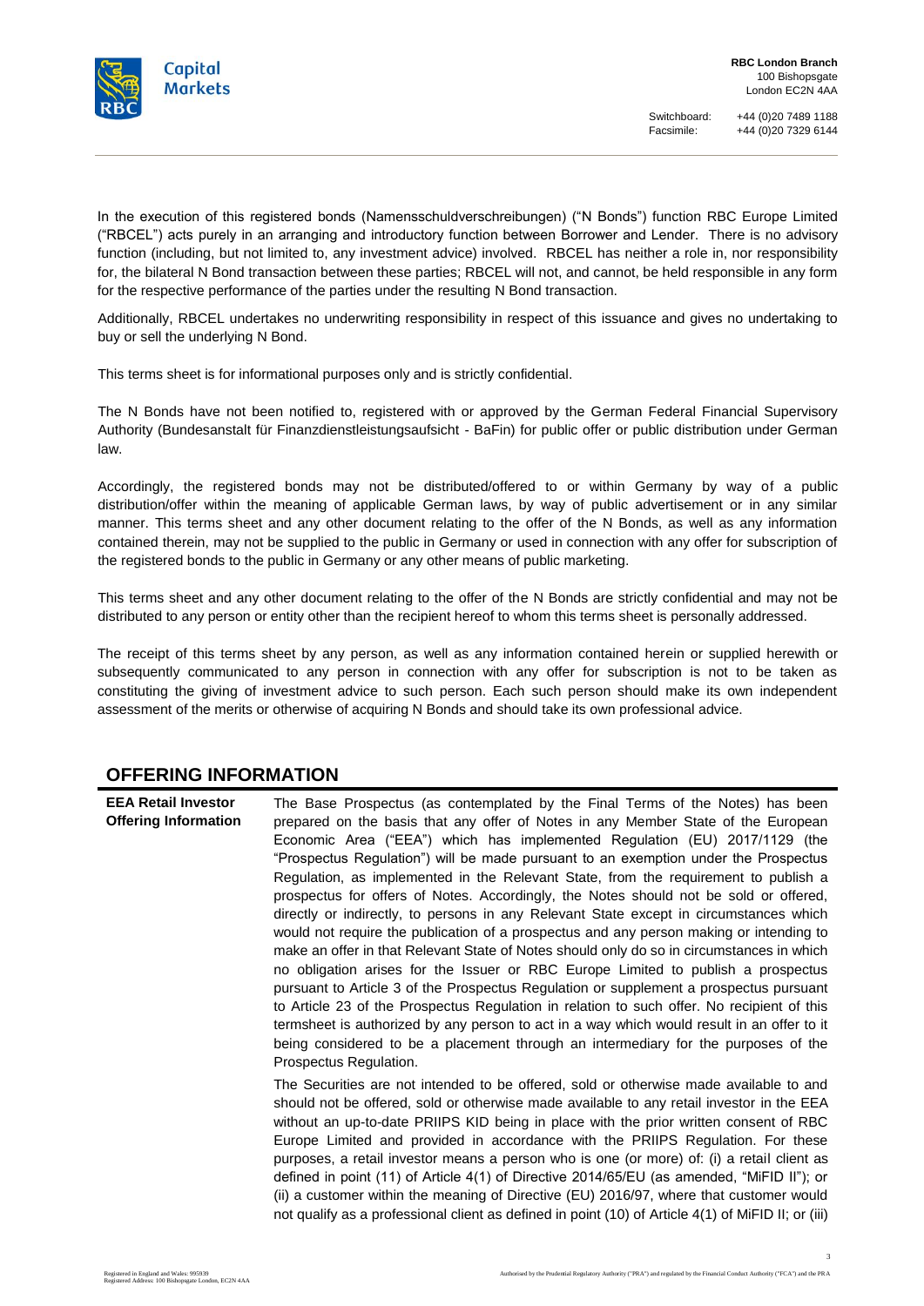In the execution of this registered bonds (Namensschuldverschreibungen) ("N Bonds") function RBC Europe Limited ("RBCEL") acts purely in an arranging and introductory function between Borrower and Lender. There is no advisory function (including, but not limited to, any investment advice) involved. RBCEL has neither a role in, nor responsibility for, the bilateral N Bond transaction between these parties; RBCEL will not, and cannot, be held responsible in any form for the respective performance of the parties under the resulting N Bond transaction.

Additionally, RBCEL undertakes no underwriting responsibility in respect of this issuance and gives no undertaking to buy or sell the underlying N Bond.

This terms sheet is for informational purposes only and is strictly confidential.

The N Bonds have not been notified to, registered with or approved by the German Federal Financial Supervisory Authority (Bundesanstalt für Finanzdienstleistungsaufsicht - BaFin) for public offer or public distribution under German law.

Accordingly, the registered bonds may not be distributed/offered to or within Germany by way of a public distribution/offer within the meaning of applicable German laws, by way of public advertisement or in any similar manner. This terms sheet and any other document relating to the offer of the N Bonds, as well as any information contained therein, may not be supplied to the public in Germany or used in connection with any offer for subscription of the registered bonds to the public in Germany or any other means of public marketing.

This terms sheet and any other document relating to the offer of the N Bonds are strictly confidential and may not be distributed to any person or entity other than the recipient hereof to whom this terms sheet is personally addressed.

The receipt of this terms sheet by any person, as well as any information contained herein or supplied herewith or subsequently communicated to any person in connection with any offer for subscription is not to be taken as constituting the giving of investment advice to such person. Each such person should make its own independent assessment of the merits or otherwise of acquiring N Bonds and should take its own professional advice.

## OFFERING INFORMATION

| | |
|---|---|
| **EEA Retail Investor Offering Information** | The Base Prospectus (as contemplated by the Final Terms of the Notes) has been prepared on the basis that any offer of Notes in any Member State of the European Economic Area ("EEA") which has implemented Regulation (EU) 2017/1129 (the "Prospectus Regulation") will be made pursuant to an exemption under the Prospectus Regulation, as implemented in the Relevant State, from the requirement to publish a prospectus for offers of Notes. Accordingly, the Notes should not be sold or offered, directly or indirectly, to persons in any Relevant State except in circumstances which would not require the publication of a prospectus and any person making or intending to make an offer in that Relevant State of Notes should only do so in circumstances in which no obligation arises for the Issuer or RBC Europe Limited to publish a prospectus pursuant to Article 3 of the Prospectus Regulation or supplement a prospectus pursuant to Article 23 of the Prospectus Regulation in relation to such offer. No recipient of this termsheet is authorized by any person to act in a way which would result in an offer to it being considered to be a placement through an intermediary for the purposes of the Prospectus Regulation.<br><br>The Securities are not intended to be offered, sold or otherwise made available to and should not be offered, sold or otherwise made available to any retail investor in the EEA without an up-to-date PRIIPS KID being in place with the prior written consent of RBC Europe Limited and provided in accordance with the PRIIPS Regulation. For these purposes, a retail investor means a person who is one (or more) of: (i) a retail client as defined in point (11) of Article 4(1) of Directive 2014/65/EU (as amended, "MiFID II"); or (ii) a customer within the meaning of Directive (EU) 2016/97, where that customer would not qualify as a professional client as defined in point (10) of Article 4(1) of MiFID II; or (iii) |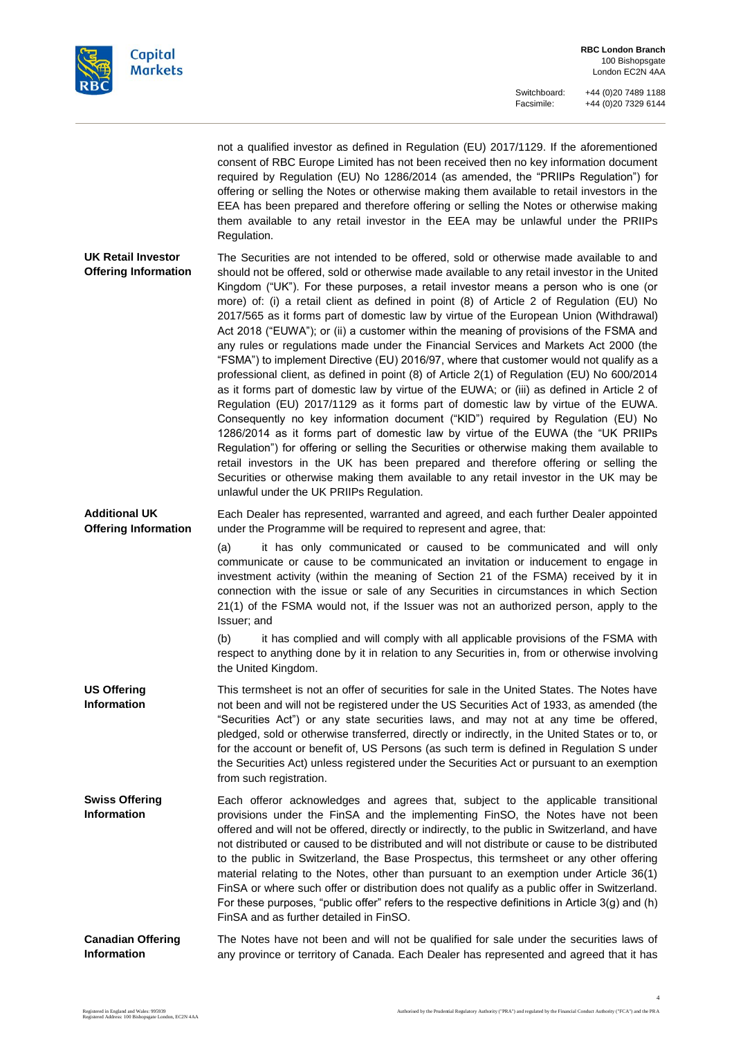| | |
|---|---|
| | not a qualified investor as defined in Regulation (EU) 2017/1129. If the aforementioned consent of RBC Europe Limited has not been received then no key information document required by Regulation (EU) No 1286/2014 (as amended, the "PRIIPs Regulation") for offering or selling the Notes or otherwise making them available to retail investors in the EEA has been prepared and therefore offering or selling the Notes or otherwise making them available to any retail investor in the EEA may be unlawful under the PRIIPs Regulation. |
| **UK Retail Investor Offering Information** | The Securities are not intended to be offered, sold or otherwise made available to and should not be offered, sold or otherwise made available to any retail investor in the United Kingdom ("UK"). For these purposes, a retail investor means a person who is one (or more) of: (i) a retail client as defined in point (8) of Article 2 of Regulation (EU) No 2017/565 as it forms part of domestic law by virtue of the European Union (Withdrawal) Act 2018 ("EUWA"); or (ii) a customer within the meaning of provisions of the FSMA and any rules or regulations made under the Financial Services and Markets Act 2000 (the "FSMA") to implement Directive (EU) 2016/97, where that customer would not qualify as a professional client, as defined in point (8) of Article 2(1) of Regulation (EU) No 600/2014 as it forms part of domestic law by virtue of the EUWA; or (iii) as defined in Article 2 of Regulation (EU) 2017/1129 as it forms part of domestic law by virtue of the EUWA. Consequently no key information document ("KID") required by Regulation (EU) No 1286/2014 as it forms part of domestic law by virtue of the EUWA (the "UK PRIIPs Regulation") for offering or selling the Securities or otherwise making them available to retail investors in the UK has been prepared and therefore offering or selling the Securities or otherwise making them available to any retail investor in the UK may be unlawful under the UK PRIIPs Regulation. |
| **Additional UK Offering Information** | Each Dealer has represented, warranted and agreed, and each further Dealer appointed under the Programme will be required to represent and agree, that:<br><br>(a) it has only communicated or caused to be communicated and will only communicate or cause to be communicated an invitation or inducement to engage in investment activity (within the meaning of Section 21 of the FSMA) received by it in connection with the issue or sale of any Securities in circumstances in which Section 21(1) of the FSMA would not, if the Issuer was not an authorized person, apply to the Issuer; and<br><br>(b) it has complied and will comply with all applicable provisions of the FSMA with respect to anything done by it in relation to any Securities in, from or otherwise involving the United Kingdom. |
| **US Offering Information** | This termsheet is not an offer of securities for sale in the United States. The Notes have not been and will not be registered under the US Securities Act of 1933, as amended (the "Securities Act") or any state securities laws, and may not at any time be offered, pledged, sold or otherwise transferred, directly or indirectly, in the United States or to, or for the account or benefit of, US Persons (as such term is defined in Regulation S under the Securities Act) unless registered under the Securities Act or pursuant to an exemption from such registration. |
| **Swiss Offering Information** | Each offeror acknowledges and agrees that, subject to the applicable transitional provisions under the FinSA and the implementing FinSO, the Notes have not been offered and will not be offered, directly or indirectly, to the public in Switzerland, and have not distributed or caused to be distributed and will not distribute or cause to be distributed to the public in Switzerland, the Base Prospectus, this termsheet or any other offering material relating to the Notes, other than pursuant to an exemption under Article 36(1) FinSA or where such offer or distribution does not qualify as a public offer in Switzerland. For these purposes, "public offer" refers to the respective definitions in Article 3(g) and (h) FinSA and as further detailed in FinSO. |
| **Canadian Offering Information** | The Notes have not been and will not be qualified for sale under the securities laws of any province or territory of Canada. Each Dealer has represented and agreed that it has |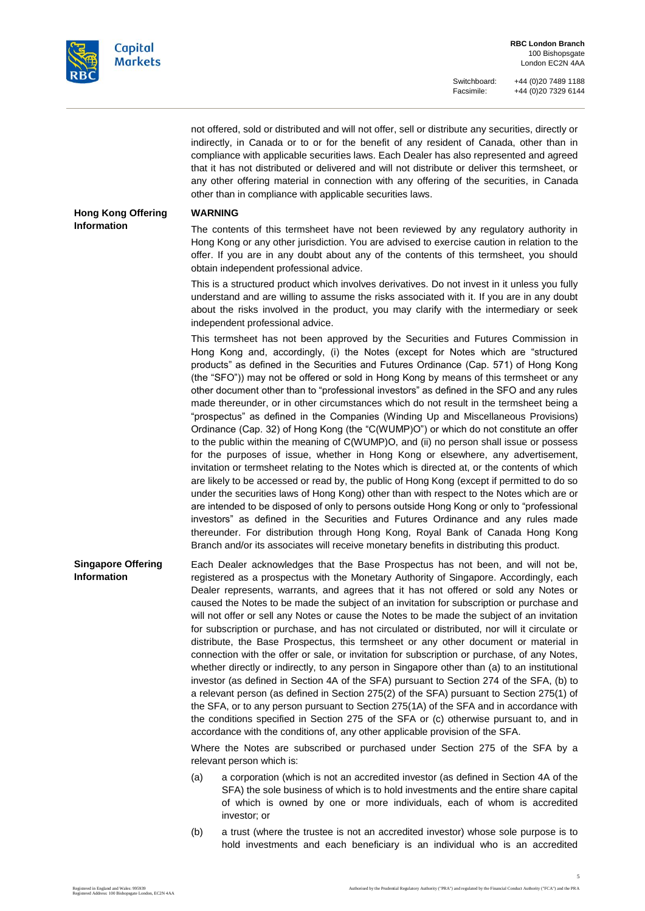not offered, sold or distributed and will not offer, sell or distribute any securities, directly or indirectly, in Canada or to or for the benefit of any resident of Canada, other than in compliance with applicable securities laws. Each Dealer has also represented and agreed that it has not distributed or delivered and will not distribute or deliver this termsheet, or any other offering material in connection with any offering of the securities, in Canada other than in compliance with applicable securities laws.

**Hong Kong Offering Information**

**WARNING**

The contents of this termsheet have not been reviewed by any regulatory authority in Hong Kong or any other jurisdiction. You are advised to exercise caution in relation to the offer. If you are in any doubt about any of the contents of this termsheet, you should obtain independent professional advice.

This is a structured product which involves derivatives. Do not invest in it unless you fully understand and are willing to assume the risks associated with it. If you are in any doubt about the risks involved in the product, you may clarify with the intermediary or seek independent professional advice.

This termsheet has not been approved by the Securities and Futures Commission in Hong Kong and, accordingly, (i) the Notes (except for Notes which are "structured products" as defined in the Securities and Futures Ordinance (Cap. 571) of Hong Kong (the "SFO")) may not be offered or sold in Hong Kong by means of this termsheet or any other document other than to "professional investors" as defined in the SFO and any rules made thereunder, or in other circumstances which do not result in the termsheet being a "prospectus" as defined in the Companies (Winding Up and Miscellaneous Provisions) Ordinance (Cap. 32) of Hong Kong (the "C(WUMP)O") or which do not constitute an offer to the public within the meaning of C(WUMP)O, and (ii) no person shall issue or possess for the purposes of issue, whether in Hong Kong or elsewhere, any advertisement, invitation or termsheet relating to the Notes which is directed at, or the contents of which are likely to be accessed or read by, the public of Hong Kong (except if permitted to do so under the securities laws of Hong Kong) other than with respect to the Notes which are or are intended to be disposed of only to persons outside Hong Kong or only to "professional investors" as defined in the Securities and Futures Ordinance and any rules made thereunder. For distribution through Hong Kong, Royal Bank of Canada Hong Kong Branch and/or its associates will receive monetary benefits in distributing this product.

**Singapore Offering Information**

Each Dealer acknowledges that the Base Prospectus has not been, and will not be, registered as a prospectus with the Monetary Authority of Singapore. Accordingly, each Dealer represents, warrants, and agrees that it has not offered or sold any Notes or caused the Notes to be made the subject of an invitation for subscription or purchase and will not offer or sell any Notes or cause the Notes to be made the subject of an invitation for subscription or purchase, and has not circulated or distributed, nor will it circulate or distribute, the Base Prospectus, this termsheet or any other document or material in connection with the offer or sale, or invitation for subscription or purchase, of any Notes, whether directly or indirectly, to any person in Singapore other than (a) to an institutional investor (as defined in Section 4A of the SFA) pursuant to Section 274 of the SFA, (b) to a relevant person (as defined in Section 275(2) of the SFA) pursuant to Section 275(1) of the SFA, or to any person pursuant to Section 275(1A) of the SFA and in accordance with the conditions specified in Section 275 of the SFA or (c) otherwise pursuant to, and in accordance with the conditions of, any other applicable provision of the SFA.

Where the Notes are subscribed or purchased under Section 275 of the SFA by a relevant person which is:

(a) a corporation (which is not an accredited investor (as defined in Section 4A of the SFA) the sole business of which is to hold investments and the entire share capital of which is owned by one or more individuals, each of whom is accredited investor; or

(b) a trust (where the trustee is not an accredited investor) whose sole purpose is to hold investments and each beneficiary is an individual who is an accredited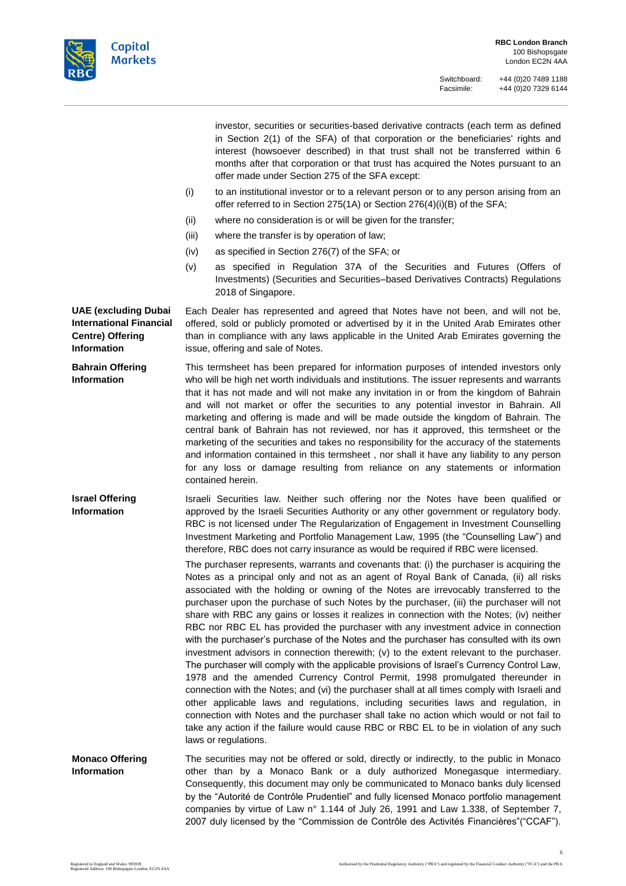investor, securities or securities-based derivative contracts (each term as defined in Section 2(1) of the SFA) of that corporation or the beneficiaries' rights and interest (howsoever described) in that trust shall not be transferred within 6 months after that corporation or that trust has acquired the Notes pursuant to an offer made under Section 275 of the SFA except:

(i) to an institutional investor or to a relevant person or to any person arising from an offer referred to in Section 275(1A) or Section 276(4)(i)(B) of the SFA;

(ii) where no consideration is or will be given for the transfer;

(iii) where the transfer is by operation of law;

(iv) as specified in Section 276(7) of the SFA; or

(v) as specified in Regulation 37A of the Securities and Futures (Offers of Investments) (Securities and Securities–based Derivatives Contracts) Regulations 2018 of Singapore.

**UAE (excluding Dubai International Financial Centre) Offering Information**

Each Dealer has represented and agreed that Notes have not been, and will not be, offered, sold or publicly promoted or advertised by it in the United Arab Emirates other than in compliance with any laws applicable in the United Arab Emirates governing the issue, offering and sale of Notes.

**Bahrain Offering Information**

This termsheet has been prepared for information purposes of intended investors only who will be high net worth individuals and institutions. The issuer represents and warrants that it has not made and will not make any invitation in or from the kingdom of Bahrain and will not market or offer the securities to any potential investor in Bahrain. All marketing and offering is made and will be made outside the kingdom of Bahrain. The central bank of Bahrain has not reviewed, nor has it approved, this termsheet or the marketing of the securities and takes no responsibility for the accuracy of the statements and information contained in this termsheet , nor shall it have any liability to any person for any loss or damage resulting from reliance on any statements or information contained herein.

**Israel Offering Information**

Israeli Securities law. Neither such offering nor the Notes have been qualified or approved by the Israeli Securities Authority or any other government or regulatory body. RBC is not licensed under The Regularization of Engagement in Investment Counselling Investment Marketing and Portfolio Management Law, 1995 (the "Counselling Law") and therefore, RBC does not carry insurance as would be required if RBC were licensed.

The purchaser represents, warrants and covenants that: (i) the purchaser is acquiring the Notes as a principal only and not as an agent of Royal Bank of Canada, (ii) all risks associated with the holding or owning of the Notes are irrevocably transferred to the purchaser upon the purchase of such Notes by the purchaser, (iii) the purchaser will not share with RBC any gains or losses it realizes in connection with the Notes; (iv) neither RBC nor RBC EL has provided the purchaser with any investment advice in connection with the purchaser's purchase of the Notes and the purchaser has consulted with its own investment advisors in connection therewith; (v) to the extent relevant to the purchaser. The purchaser will comply with the applicable provisions of Israel's Currency Control Law, 1978 and the amended Currency Control Permit, 1998 promulgated thereunder in connection with the Notes; and (vi) the purchaser shall at all times comply with Israeli and other applicable laws and regulations, including securities laws and regulation, in connection with Notes and the purchaser shall take no action which would or not fail to take any action if the failure would cause RBC or RBC EL to be in violation of any such laws or regulations.

**Monaco Offering Information**

The securities may not be offered or sold, directly or indirectly, to the public in Monaco other than by a Monaco Bank or a duly authorized Monegasque intermediary. Consequently, this document may only be communicated to Monaco banks duly licensed by the "Autorité de Contrôle Prudentiel" and fully licensed Monaco portfolio management companies by virtue of Law n° 1.144 of July 26, 1991 and Law 1.338, of September 7, 2007 duly licensed by the "Commission de Contrôle des Activités Financières"("CCAF").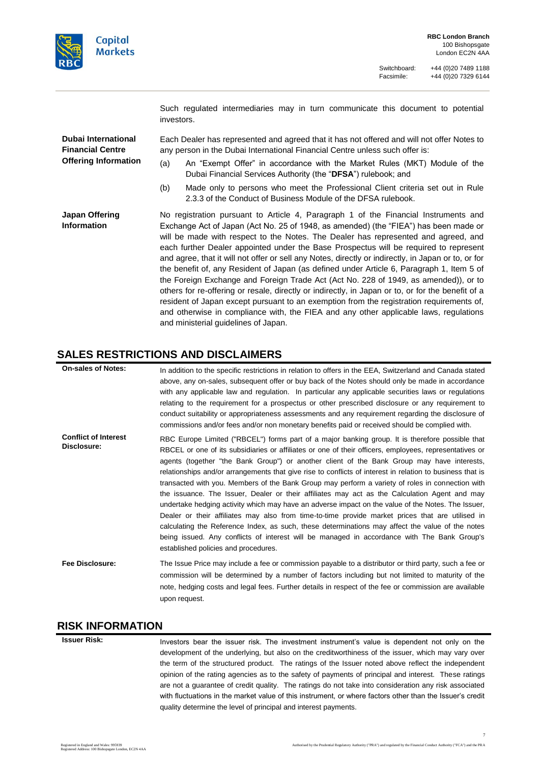Such regulated intermediaries may in turn communicate this document to potential investors.

| | |
|---|---|
| **Dubai International Financial Centre Offering Information** | Each Dealer has represented and agreed that it has not offered and will not offer Notes to any person in the Dubai International Financial Centre unless such offer is:<br>(a) An "Exempt Offer" in accordance with the Market Rules (MKT) Module of the Dubai Financial Services Authority (the "**DFSA**") rulebook; and<br>(b) Made only to persons who meet the Professional Client criteria set out in Rule 2.3.3 of the Conduct of Business Module of the DFSA rulebook. |
| **Japan Offering Information** | No registration pursuant to Article 4, Paragraph 1 of the Financial Instruments and Exchange Act of Japan (Act No. 25 of 1948, as amended) (the "FIEA") has been made or will be made with respect to the Notes. The Dealer has represented and agreed, and each further Dealer appointed under the Base Prospectus will be required to represent and agree, that it will not offer or sell any Notes, directly or indirectly, in Japan or to, or for the benefit of, any Resident of Japan (as defined under Article 6, Paragraph 1, Item 5 of the Foreign Exchange and Foreign Trade Act (Act No. 228 of 1949, as amended)), or to others for re-offering or resale, directly or indirectly, in Japan or to, or for the benefit of a resident of Japan except pursuant to an exemption from the registration requirements of, and otherwise in compliance with, the FIEA and any other applicable laws, regulations and ministerial guidelines of Japan. |

## SALES RESTRICTIONS AND DISCLAIMERS

| | |
|---|---|
| **On-sales of Notes:** | In addition to the specific restrictions in relation to offers in the EEA, Switzerland and Canada stated above, any on-sales, subsequent offer or buy back of the Notes should only be made in accordance with any applicable law and regulation. In particular any applicable securities laws or regulations relating to the requirement for a prospectus or other prescribed disclosure or any requirement to conduct suitability or appropriateness assessments and any requirement regarding the disclosure of commissions and/or fees and/or non monetary benefits paid or received should be complied with. |
| **Conflict of Interest Disclosure:** | RBC Europe Limited ("RBCEL") forms part of a major banking group. It is therefore possible that RBCEL or one of its subsidiaries or affiliates or one of their officers, employees, representatives or agents (together "the Bank Group") or another client of the Bank Group may have interests, relationships and/or arrangements that give rise to conflicts of interest in relation to business that is transacted with you. Members of the Bank Group may perform a variety of roles in connection with the issuance. The Issuer, Dealer or their affiliates may act as the Calculation Agent and may undertake hedging activity which may have an adverse impact on the value of the Notes. The Issuer, Dealer or their affiliates may also from time-to-time provide market prices that are utilised in calculating the Reference Index, as such, these determinations may affect the value of the notes being issued. Any conflicts of interest will be managed in accordance with The Bank Group's established policies and procedures. |
| **Fee Disclosure:** | The Issue Price may include a fee or commission payable to a distributor or third party, such a fee or commission will be determined by a number of factors including but not limited to maturity of the note, hedging costs and legal fees. Further details in respect of the fee or commission are available upon request. |

## RISK INFORMATION

| | |
|---|---|
| **Issuer Risk:** | Investors bear the issuer risk. The investment instrument's value is dependent not only on the development of the underlying, but also on the creditworthiness of the issuer, which may vary over the term of the structured product. The ratings of the Issuer noted above reflect the independent opinion of the rating agencies as to the safety of payments of principal and interest. These ratings are not a guarantee of credit quality. The ratings do not take into consideration any risk associated with fluctuations in the market value of this instrument, or where factors other than the Issuer's credit quality determine the level of principal and interest payments. |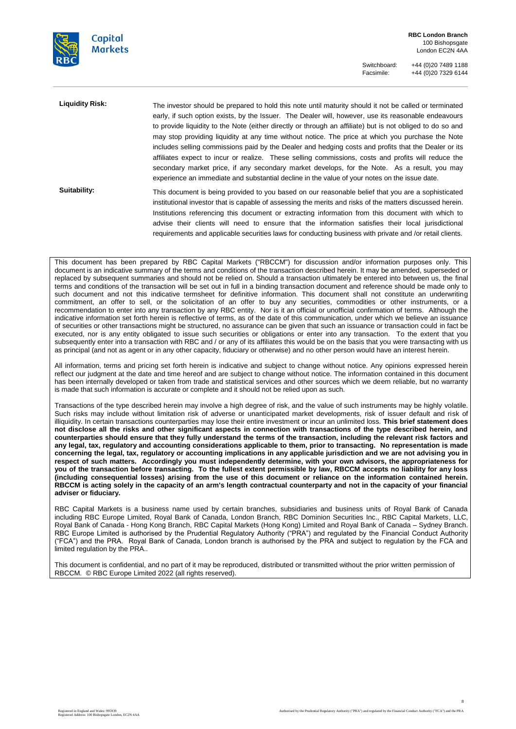| | |
|---|---|
| **Liquidity Risk:** | The investor should be prepared to hold this note until maturity should it not be called or terminated early, if such option exists, by the Issuer. The Dealer will, however, use its reasonable endeavours to provide liquidity to the Note (either directly or through an affiliate) but is not obliged to do so and may stop providing liquidity at any time without notice. The price at which you purchase the Note includes selling commissions paid by the Dealer and hedging costs and profits that the Dealer or its affiliates expect to incur or realize. These selling commissions, costs and profits will reduce the secondary market price, if any secondary market develops, for the Note. As a result, you may experience an immediate and substantial decline in the value of your notes on the issue date. |
| **Suitability:** | This document is being provided to you based on our reasonable belief that you are a sophisticated institutional investor that is capable of assessing the merits and risks of the matters discussed herein. Institutions referencing this document or extracting information from this document with which to advise their clients will need to ensure that the information satisfies their local jurisdictional requirements and applicable securities laws for conducting business with private and /or retail clients. |

This document has been prepared by RBC Capital Markets ("RBCCM") for discussion and/or information purposes only. This document is an indicative summary of the terms and conditions of the transaction described herein. It may be amended, superseded or replaced by subsequent summaries and should not be relied on. Should a transaction ultimately be entered into between us, the final terms and conditions of the transaction will be set out in full in a binding transaction document and reference should be made only to such document and not this indicative termsheet for definitive information. This document shall not constitute an underwriting commitment, an offer to sell, or the solicitation of an offer to buy any securities, commodities or other instruments, or a recommendation to enter into any transaction by any RBC entity. Nor is it an official or unofficial confirmation of terms. Although the indicative information set forth herein is reflective of terms, as of the date of this communication, under which we believe an issuance of securities or other transactions might be structured, no assurance can be given that such an issuance or transaction could in fact be executed, nor is any entity obligated to issue such securities or obligations or enter into any transaction. To the extent that you subsequently enter into a transaction with RBC and / or any of its affiliates this would be on the basis that you were transacting with us as principal (and not as agent or in any other capacity, fiduciary or otherwise) and no other person would have an interest herein.

All information, terms and pricing set forth herein is indicative and subject to change without notice. Any opinions expressed herein reflect our judgment at the date and time hereof and are subject to change without notice. The information contained in this document has been internally developed or taken from trade and statistical services and other sources which we deem reliable, but no warranty is made that such information is accurate or complete and it should not be relied upon as such.

Transactions of the type described herein may involve a high degree of risk, and the value of such instruments may be highly volatile. Such risks may include without limitation risk of adverse or unanticipated market developments, risk of issuer default and risk of illiquidity. In certain transactions counterparties may lose their entire investment or incur an unlimited loss. **This brief statement does not disclose all the risks and other significant aspects in connection with transactions of the type described herein, and counterparties should ensure that they fully understand the terms of the transaction, including the relevant risk factors and any legal, tax, regulatory and accounting considerations applicable to them, prior to transacting. No representation is made concerning the legal, tax, regulatory or accounting implications in any applicable jurisdiction and we are not advising you in respect of such matters. Accordingly you must independently determine, with your own advisors, the appropriateness for you of the transaction before transacting. To the fullest extent permissible by law, RBCCM accepts no liability for any loss (including consequential losses) arising from the use of this document or reliance on the information contained herein. RBCCM is acting solely in the capacity of an arm's length contractual counterparty and not in the capacity of your financial adviser or fiduciary.**

RBC Capital Markets is a business name used by certain branches, subsidiaries and business units of Royal Bank of Canada including RBC Europe Limited, Royal Bank of Canada, London Branch, RBC Dominion Securities Inc., RBC Capital Markets, LLC, Royal Bank of Canada - Hong Kong Branch, RBC Capital Markets (Hong Kong) Limited and Royal Bank of Canada – Sydney Branch. RBC Europe Limited is authorised by the Prudential Regulatory Authority ("PRA") and regulated by the Financial Conduct Authority ("FCA") and the PRA. Royal Bank of Canada, London branch is authorised by the PRA and subject to regulation by the FCA and limited regulation by the PRA..

This document is confidential, and no part of it may be reproduced, distributed or transmitted without the prior written permission of RBCCM. © RBC Europe Limited 2022 (all rights reserved).